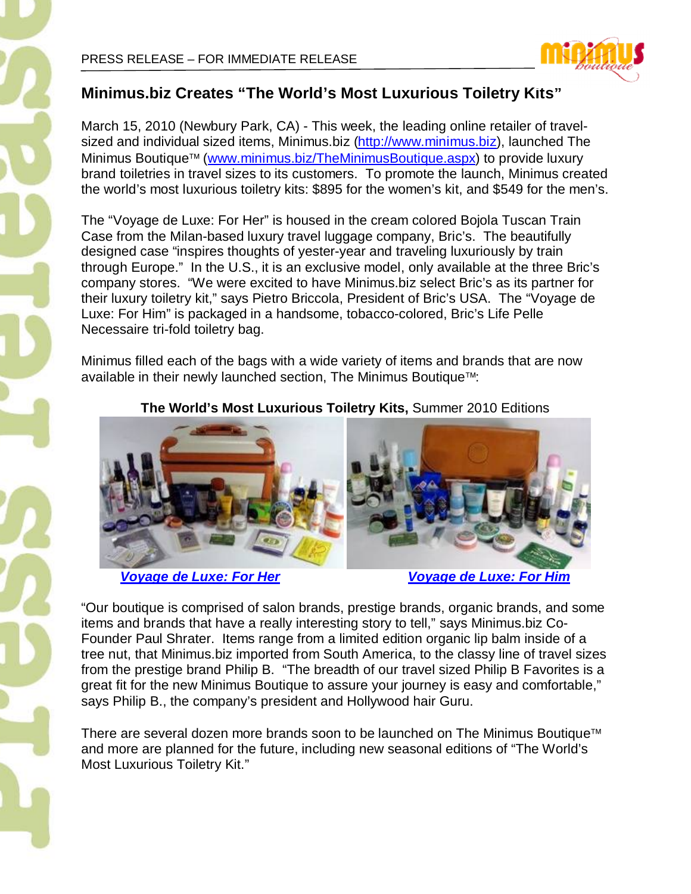PRESS RELEASE – FOR IMMEDIATE RELEASE

# Minimus.biz Creates "The World's Most Luxurious Toiletry Kits"

March 15, 2010 (Newbury Park, CA) - This week, the leading online retailer of travel-sized and individual sized items, Minimus.biz (http://www.minimus.biz), launched The Minimus Boutique™ (www.minimus.biz/TheMinimusBoutique.aspx) to provide luxury brand toiletries in travel sizes to its customers. To promote the launch, Minimus created the world's most luxurious toiletry kits: $895 for the women's kit, and $549 for the men's.

The "Voyage de Luxe: For Her" is housed in the cream colored Bojola Tuscan Train Case from the Milan-based luxury travel luggage company, Bric's. The beautifully designed case "inspires thoughts of yester-year and traveling luxuriously by train through Europe." In the U.S., it is an exclusive model, only available at the three Bric's company stores. "We were excited to have Minimus.biz select Bric's as its partner for their luxury toiletry kit," says Pietro Briccola, President of Bric's USA. The "Voyage de Luxe: For Him" is packaged in a handsome, tobacco-colored, Bric's Life Pelle Necessaire tri-fold toiletry bag.

Minimus filled each of the bags with a wide variety of items and brands that are now available in their newly launched section, The Minimus Boutique™:

**The World's Most Luxurious Toiletry Kits,** Summer 2010 Editions

***Voyage de Luxe: For Her***

***Voyage de Luxe: For Him***

"Our boutique is comprised of salon brands, prestige brands, organic brands, and some items and brands that have a really interesting story to tell," says Minimus.biz Co-Founder Paul Shrater. Items range from a limited edition organic lip balm inside of a tree nut, that Minimus.biz imported from South America, to the classy line of travel sizes from the prestige brand Philip B. "The breadth of our travel sized Philip B Favorites is a great fit for the new Minimus Boutique to assure your journey is easy and comfortable," says Philip B., the company's president and Hollywood hair Guru.

There are several dozen more brands soon to be launched on The Minimus Boutique™ and more are planned for the future, including new seasonal editions of "The World's Most Luxurious Toiletry Kit."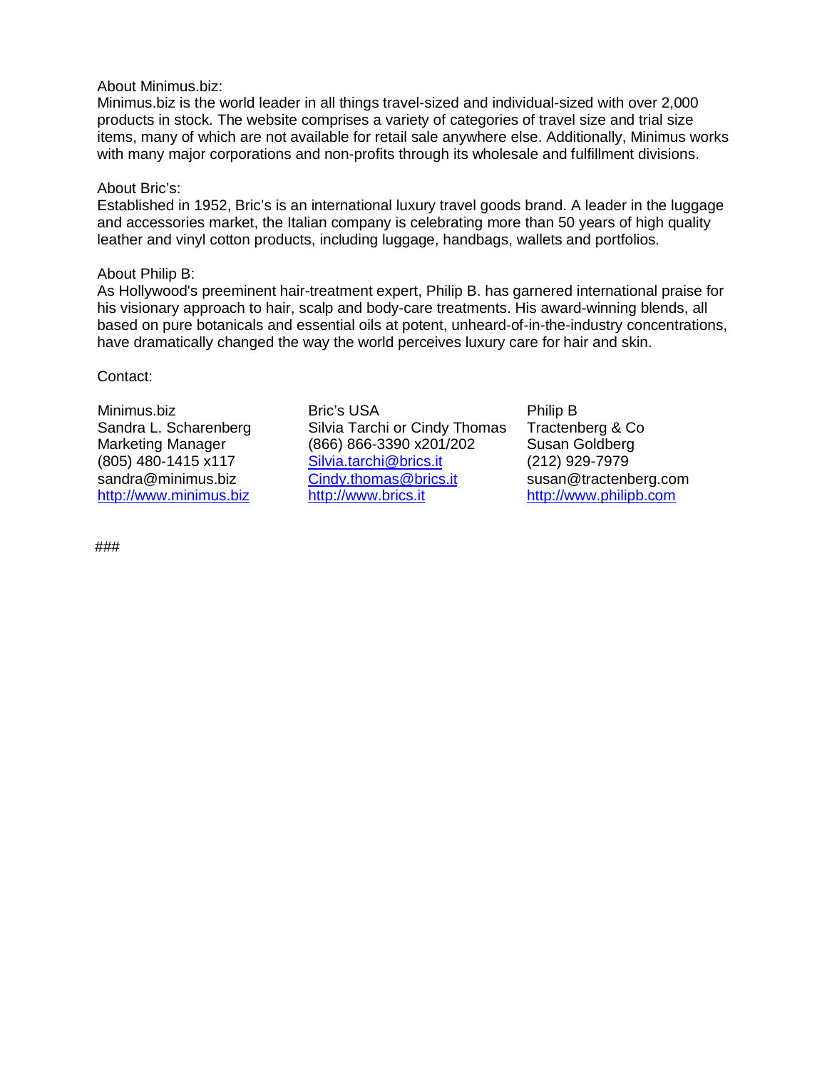About Minimus.biz:
Minimus.biz is the world leader in all things travel-sized and individual-sized with over 2,000 products in stock. The website comprises a variety of categories of travel size and trial size items, many of which are not available for retail sale anywhere else. Additionally, Minimus works with many major corporations and non-profits through its wholesale and fulfillment divisions.

About Bric's:
Established in 1952, Bric's is an international luxury travel goods brand. A leader in the luggage and accessories market, the Italian company is celebrating more than 50 years of high quality leather and vinyl cotton products, including luggage, handbags, wallets and portfolios.

About Philip B:
As Hollywood's preeminent hair-treatment expert, Philip B. has garnered international praise for his visionary approach to hair, scalp and body-care treatments. His award-winning blends, all based on pure botanicals and essential oils at potent, unheard-of-in-the-industry concentrations, have dramatically changed the way the world perceives luxury care for hair and skin.

Contact:

Minimus.biz
Sandra L. Scharenberg
Marketing Manager
(805) 480-1415 x117
sandra@minimus.biz
http://www.minimus.biz

Bric's USA
Silvia Tarchi or Cindy Thomas
(866) 866-3390 x201/202
Silvia.tarchi@brics.it
Cindy.thomas@brics.it
http://www.brics.it

Philip B
Tractenberg & Co
Susan Goldberg
(212) 929-7979
susan@tractenberg.com
http://www.philipb.com

###